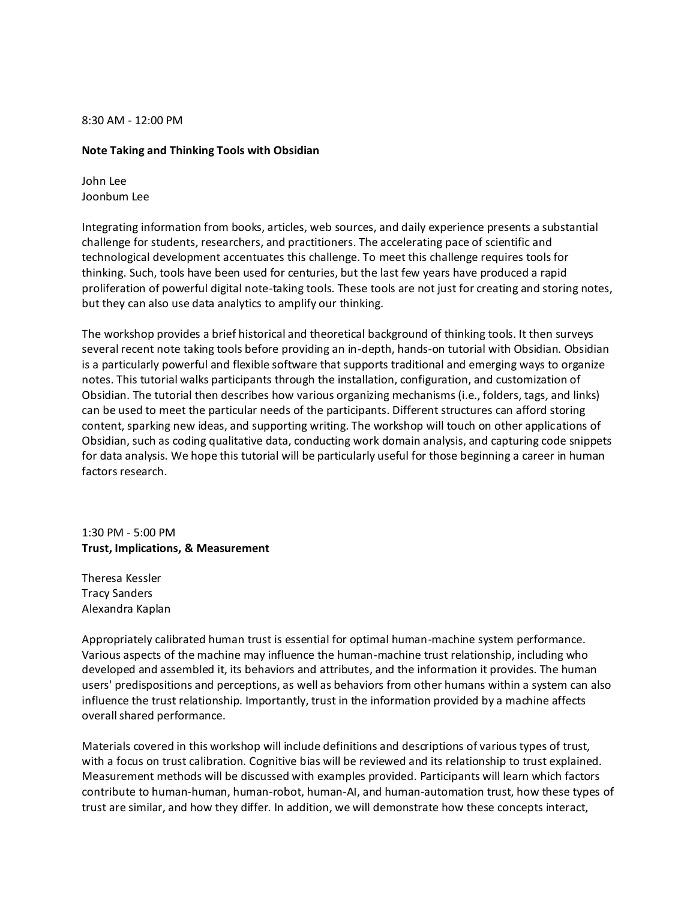8:30 AM - 12:00 PM

**Note Taking and Thinking Tools with Obsidian**

John Lee
Joonbum Lee

Integrating information from books, articles, web sources, and daily experience presents a substantial challenge for students, researchers, and practitioners. The accelerating pace of scientific and technological development accentuates this challenge. To meet this challenge requires tools for thinking. Such, tools have been used for centuries, but the last few years have produced a rapid proliferation of powerful digital note-taking tools. These tools are not just for creating and storing notes, but they can also use data analytics to amplify our thinking.

The workshop provides a brief historical and theoretical background of thinking tools. It then surveys several recent note taking tools before providing an in-depth, hands-on tutorial with Obsidian. Obsidian is a particularly powerful and flexible software that supports traditional and emerging ways to organize notes. This tutorial walks participants through the installation, configuration, and customization of Obsidian. The tutorial then describes how various organizing mechanisms (i.e., folders, tags, and links) can be used to meet the particular needs of the participants. Different structures can afford storing content, sparking new ideas, and supporting writing. The workshop will touch on other applications of Obsidian, such as coding qualitative data, conducting work domain analysis, and capturing code snippets for data analysis. We hope this tutorial will be particularly useful for those beginning a career in human factors research.

1:30 PM - 5:00 PM

**Trust, Implications, & Measurement**

Theresa Kessler
Tracy Sanders
Alexandra Kaplan

Appropriately calibrated human trust is essential for optimal human-machine system performance. Various aspects of the machine may influence the human-machine trust relationship, including who developed and assembled it, its behaviors and attributes, and the information it provides. The human users' predispositions and perceptions, as well as behaviors from other humans within a system can also influence the trust relationship. Importantly, trust in the information provided by a machine affects overall shared performance.

Materials covered in this workshop will include definitions and descriptions of various types of trust, with a focus on trust calibration. Cognitive bias will be reviewed and its relationship to trust explained. Measurement methods will be discussed with examples provided. Participants will learn which factors contribute to human-human, human-robot, human-AI, and human-automation trust, how these types of trust are similar, and how they differ. In addition, we will demonstrate how these concepts interact,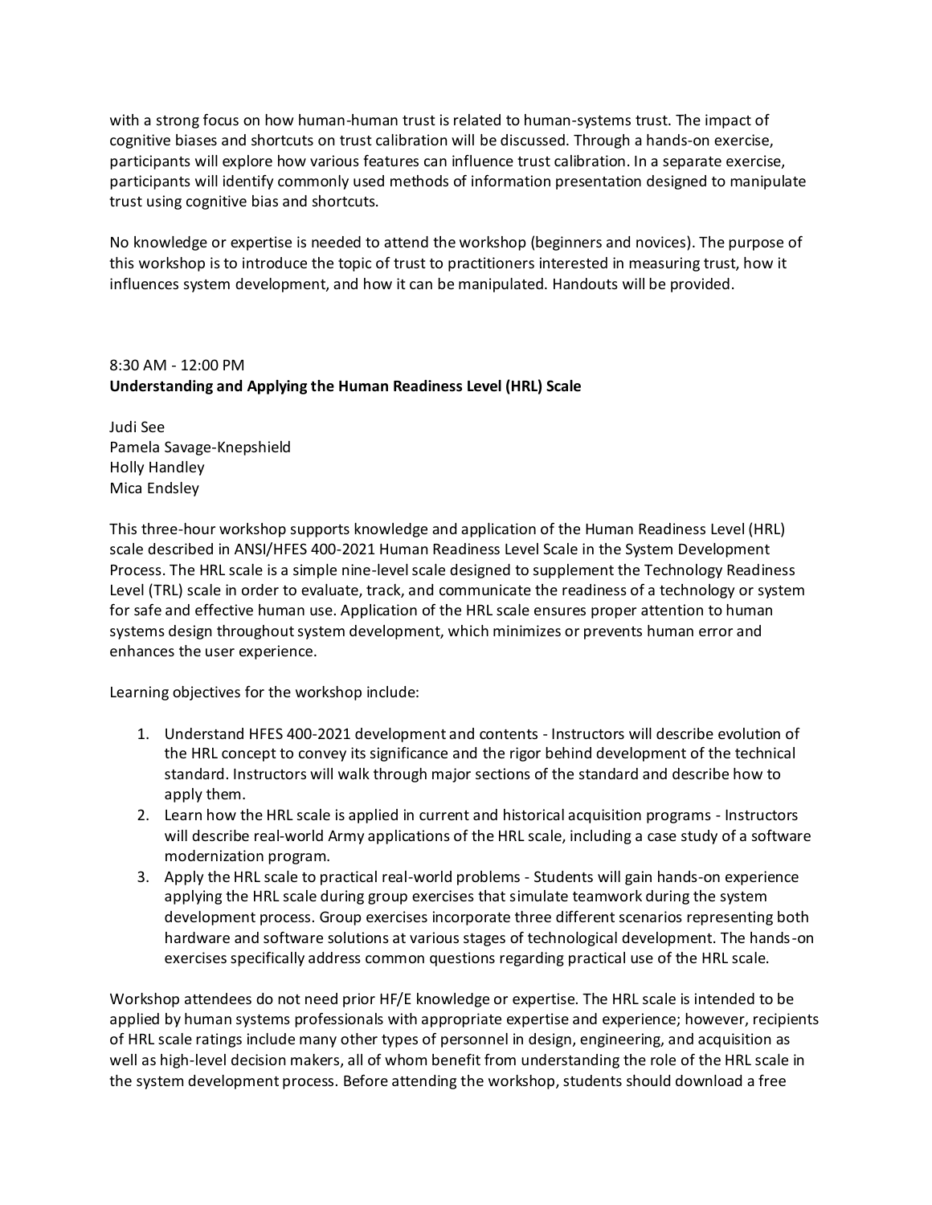with a strong focus on how human-human trust is related to human-systems trust. The impact of cognitive biases and shortcuts on trust calibration will be discussed. Through a hands-on exercise, participants will explore how various features can influence trust calibration. In a separate exercise, participants will identify commonly used methods of information presentation designed to manipulate trust using cognitive bias and shortcuts.

No knowledge or expertise is needed to attend the workshop (beginners and novices). The purpose of this workshop is to introduce the topic of trust to practitioners interested in measuring trust, how it influences system development, and how it can be manipulated. Handouts will be provided.

8:30 AM - 12:00 PM

**Understanding and Applying the Human Readiness Level (HRL) Scale**

Judi See
Pamela Savage-Knepshield
Holly Handley
Mica Endsley

This three-hour workshop supports knowledge and application of the Human Readiness Level (HRL) scale described in ANSI/HFES 400-2021 Human Readiness Level Scale in the System Development Process. The HRL scale is a simple nine-level scale designed to supplement the Technology Readiness Level (TRL) scale in order to evaluate, track, and communicate the readiness of a technology or system for safe and effective human use. Application of the HRL scale ensures proper attention to human systems design throughout system development, which minimizes or prevents human error and enhances the user experience.

Learning objectives for the workshop include:

1. Understand HFES 400-2021 development and contents - Instructors will describe evolution of the HRL concept to convey its significance and the rigor behind development of the technical standard. Instructors will walk through major sections of the standard and describe how to apply them.
2. Learn how the HRL scale is applied in current and historical acquisition programs - Instructors will describe real-world Army applications of the HRL scale, including a case study of a software modernization program.
3. Apply the HRL scale to practical real-world problems - Students will gain hands-on experience applying the HRL scale during group exercises that simulate teamwork during the system development process. Group exercises incorporate three different scenarios representing both hardware and software solutions at various stages of technological development. The hands-on exercises specifically address common questions regarding practical use of the HRL scale.

Workshop attendees do not need prior HF/E knowledge or expertise. The HRL scale is intended to be applied by human systems professionals with appropriate expertise and experience; however, recipients of HRL scale ratings include many other types of personnel in design, engineering, and acquisition as well as high-level decision makers, all of whom benefit from understanding the role of the HRL scale in the system development process. Before attending the workshop, students should download a free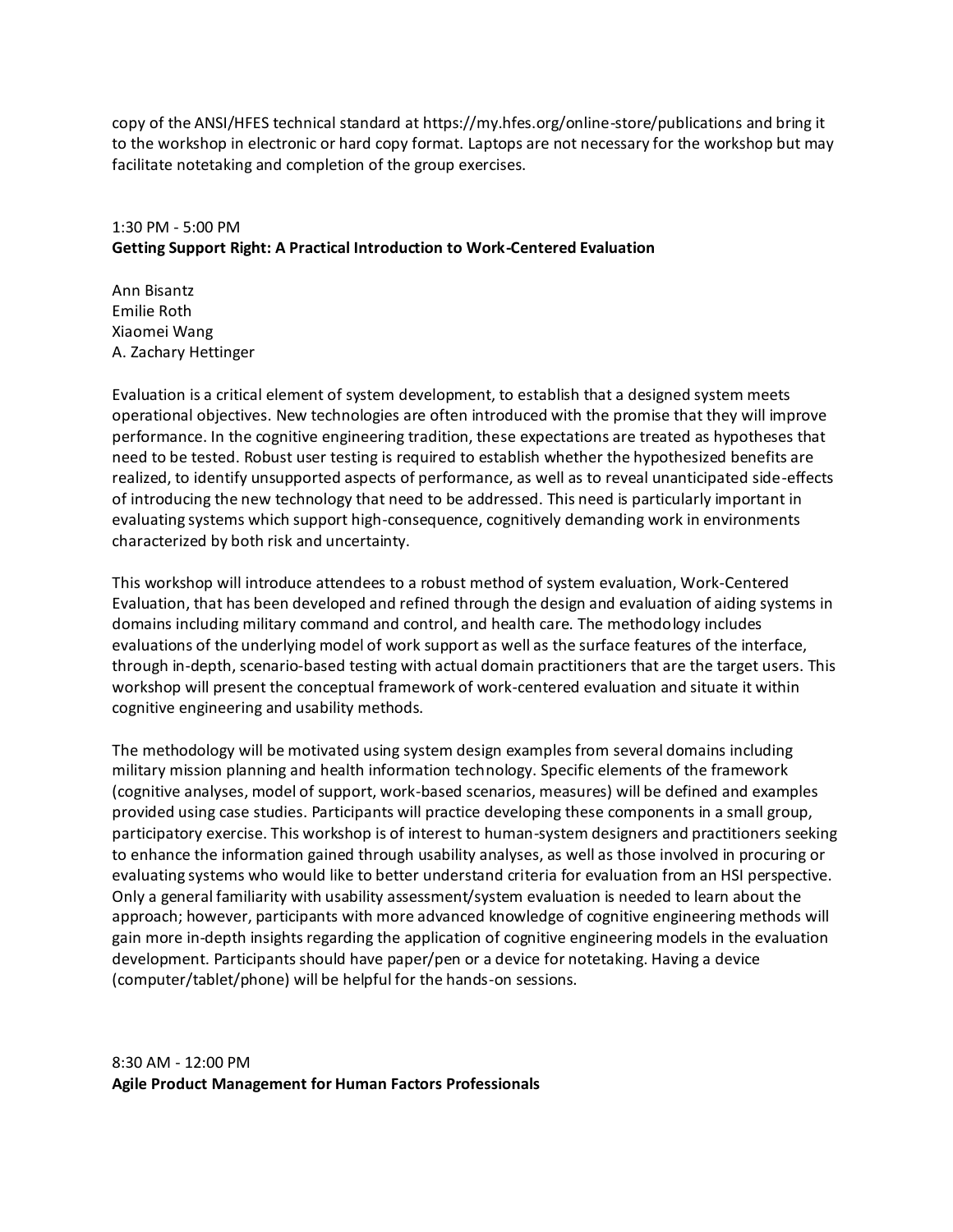copy of the ANSI/HFES technical standard at https://my.hfes.org/online-store/publications and bring it to the workshop in electronic or hard copy format. Laptops are not necessary for the workshop but may facilitate notetaking and completion of the group exercises.

1:30 PM - 5:00 PM
**Getting Support Right: A Practical Introduction to Work-Centered Evaluation**

Ann Bisantz
Emilie Roth
Xiaomei Wang
A. Zachary Hettinger

Evaluation is a critical element of system development, to establish that a designed system meets operational objectives. New technologies are often introduced with the promise that they will improve performance. In the cognitive engineering tradition, these expectations are treated as hypotheses that need to be tested. Robust user testing is required to establish whether the hypothesized benefits are realized, to identify unsupported aspects of performance, as well as to reveal unanticipated side-effects of introducing the new technology that need to be addressed. This need is particularly important in evaluating systems which support high-consequence, cognitively demanding work in environments characterized by both risk and uncertainty.

This workshop will introduce attendees to a robust method of system evaluation, Work-Centered Evaluation, that has been developed and refined through the design and evaluation of aiding systems in domains including military command and control, and health care. The methodology includes evaluations of the underlying model of work support as well as the surface features of the interface, through in-depth, scenario-based testing with actual domain practitioners that are the target users. This workshop will present the conceptual framework of work-centered evaluation and situate it within cognitive engineering and usability methods.

The methodology will be motivated using system design examples from several domains including military mission planning and health information technology. Specific elements of the framework (cognitive analyses, model of support, work-based scenarios, measures) will be defined and examples provided using case studies. Participants will practice developing these components in a small group, participatory exercise. This workshop is of interest to human-system designers and practitioners seeking to enhance the information gained through usability analyses, as well as those involved in procuring or evaluating systems who would like to better understand criteria for evaluation from an HSI perspective. Only a general familiarity with usability assessment/system evaluation is needed to learn about the approach; however, participants with more advanced knowledge of cognitive engineering methods will gain more in-depth insights regarding the application of cognitive engineering models in the evaluation development. Participants should have paper/pen or a device for notetaking. Having a device (computer/tablet/phone) will be helpful for the hands-on sessions.

8:30 AM - 12:00 PM
**Agile Product Management for Human Factors Professionals**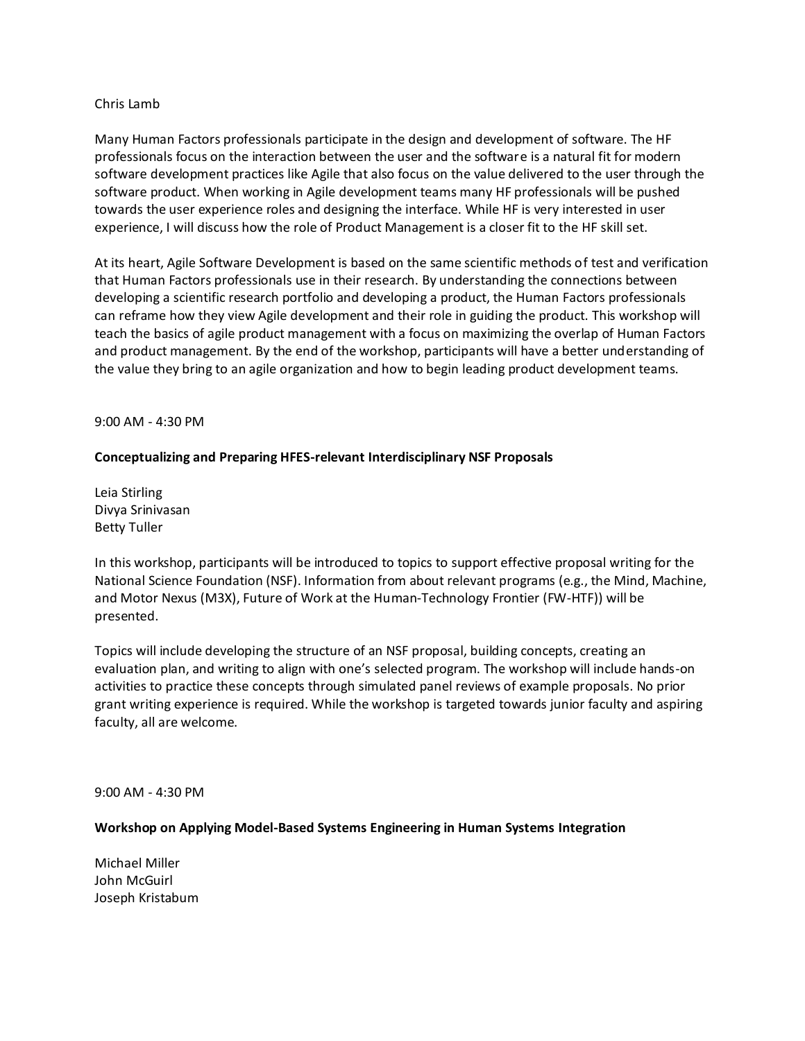Chris Lamb

Many Human Factors professionals participate in the design and development of software. The HF professionals focus on the interaction between the user and the software is a natural fit for modern software development practices like Agile that also focus on the value delivered to the user through the software product. When working in Agile development teams many HF professionals will be pushed towards the user experience roles and designing the interface. While HF is very interested in user experience, I will discuss how the role of Product Management is a closer fit to the HF skill set.

At its heart, Agile Software Development is based on the same scientific methods of test and verification that Human Factors professionals use in their research. By understanding the connections between developing a scientific research portfolio and developing a product, the Human Factors professionals can reframe how they view Agile development and their role in guiding the product. This workshop will teach the basics of agile product management with a focus on maximizing the overlap of Human Factors and product management. By the end of the workshop, participants will have a better understanding of the value they bring to an agile organization and how to begin leading product development teams.

9:00 AM - 4:30 PM

**Conceptualizing and Preparing HFES-relevant Interdisciplinary NSF Proposals**

Leia Stirling  
Divya Srinivasan  
Betty Tuller

In this workshop, participants will be introduced to topics to support effective proposal writing for the National Science Foundation (NSF). Information from about relevant programs (e.g., the Mind, Machine, and Motor Nexus (M3X), Future of Work at the Human-Technology Frontier (FW-HTF)) will be presented.

Topics will include developing the structure of an NSF proposal, building concepts, creating an evaluation plan, and writing to align with one's selected program. The workshop will include hands-on activities to practice these concepts through simulated panel reviews of example proposals. No prior grant writing experience is required. While the workshop is targeted towards junior faculty and aspiring faculty, all are welcome.

9:00 AM - 4:30 PM

**Workshop on Applying Model-Based Systems Engineering in Human Systems Integration**

Michael Miller  
John McGuirl  
Joseph Kristabum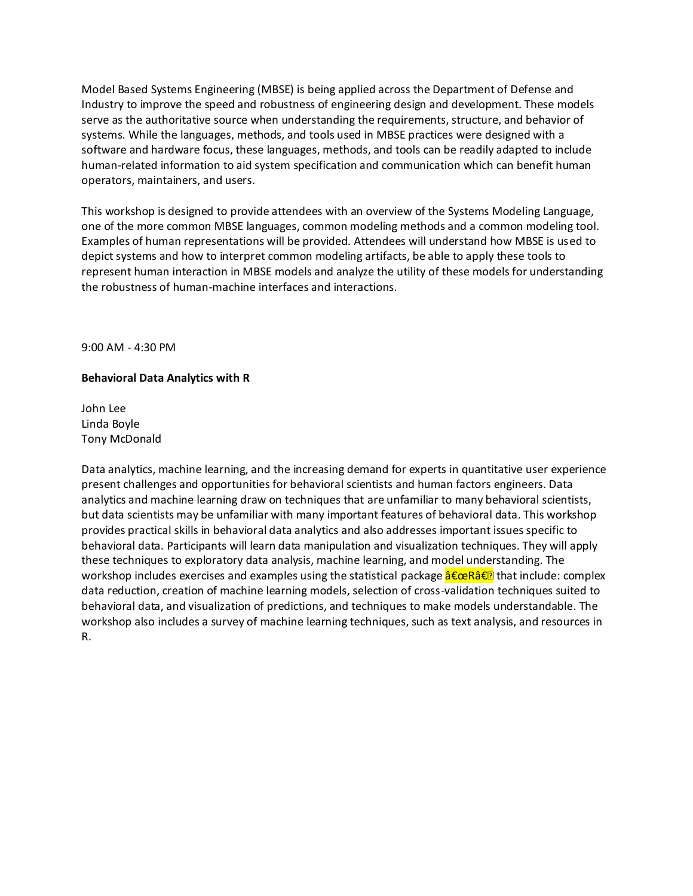Model Based Systems Engineering (MBSE) is being applied across the Department of Defense and Industry to improve the speed and robustness of engineering design and development. These models serve as the authoritative source when understanding the requirements, structure, and behavior of systems. While the languages, methods, and tools used in MBSE practices were designed with a software and hardware focus, these languages, methods, and tools can be readily adapted to include human-related information to aid system specification and communication which can benefit human operators, maintainers, and users.

This workshop is designed to provide attendees with an overview of the Systems Modeling Language, one of the more common MBSE languages, common modeling methods and a common modeling tool. Examples of human representations will be provided. Attendees will understand how MBSE is used to depict systems and how to interpret common modeling artifacts, be able to apply these tools to represent human interaction in MBSE models and analyze the utility of these models for understanding the robustness of human-machine interfaces and interactions.

9:00 AM - 4:30 PM

**Behavioral Data Analytics with R**

John Lee
Linda Boyle
Tony McDonald

Data analytics, machine learning, and the increasing demand for experts in quantitative user experience present challenges and opportunities for behavioral scientists and human factors engineers. Data analytics and machine learning draw on techniques that are unfamiliar to many behavioral scientists, but data scientists may be unfamiliar with many important features of behavioral data. This workshop provides practical skills in behavioral data analytics and also addresses important issues specific to behavioral data. Participants will learn data manipulation and visualization techniques. They will apply these techniques to exploratory data analysis, machine learning, and model understanding. The workshop includes exercises and examples using the statistical package â€œRâ€ that include: complex data reduction, creation of machine learning models, selection of cross-validation techniques suited to behavioral data, and visualization of predictions, and techniques to make models understandable. The workshop also includes a survey of machine learning techniques, such as text analysis, and resources in R.